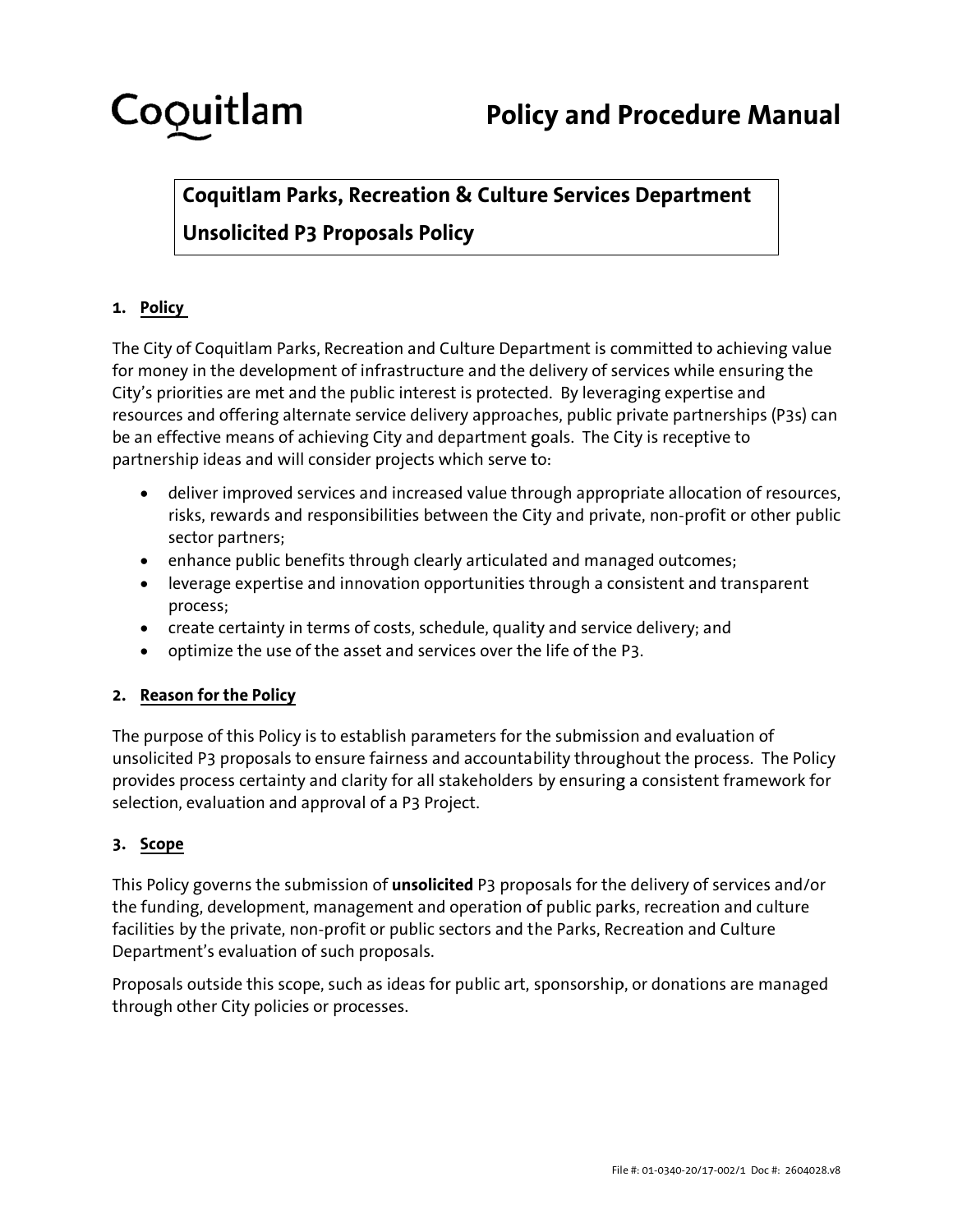# Coquitlam

# Policy and Procedure Manual

**Coquitlam Parks, Recreation & Culture Services Department**

**Unsolicited P3 Proposals Policy**

## 1. Policy

The City of Coquitlam Parks, Recreation and Culture Department is committed to achieving value for money in the development of infrastructure and the delivery of services while ensuring the City's priorities are met and the public interest is protected. By leveraging expertise and resources and offering alternate service delivery approaches, public private partnerships (P3s) can be an effective means of achieving City and department goals. The City is receptive to partnership ideas and will consider projects which serve to:

- deliver improved services and increased value through appropriate allocation of resources, risks, rewards and responsibilities between the City and private, non-profit or other public sector partners;
- enhance public benefits through clearly articulated and managed outcomes;
- leverage expertise and innovation opportunities through a consistent and transparent process;
- create certainty in terms of costs, schedule, quality and service delivery; and
- optimize the use of the asset and services over the life of the P3.

## 2. Reason for the Policy

The purpose of this Policy is to establish parameters for the submission and evaluation of unsolicited P3 proposals to ensure fairness and accountability throughout the process. The Policy provides process certainty and clarity for all stakeholders by ensuring a consistent framework for selection, evaluation and approval of a P3 Project.

## 3. Scope

This Policy governs the submission of **unsolicited** P3 proposals for the delivery of services and/or the funding, development, management and operation of public parks, recreation and culture facilities by the private, non-profit or public sectors and the Parks, Recreation and Culture Department's evaluation of such proposals.

Proposals outside this scope, such as ideas for public art, sponsorship, or donations are managed through other City policies or processes.

File #: 01-0340-20/17-002/1 Doc #: 2604028.v8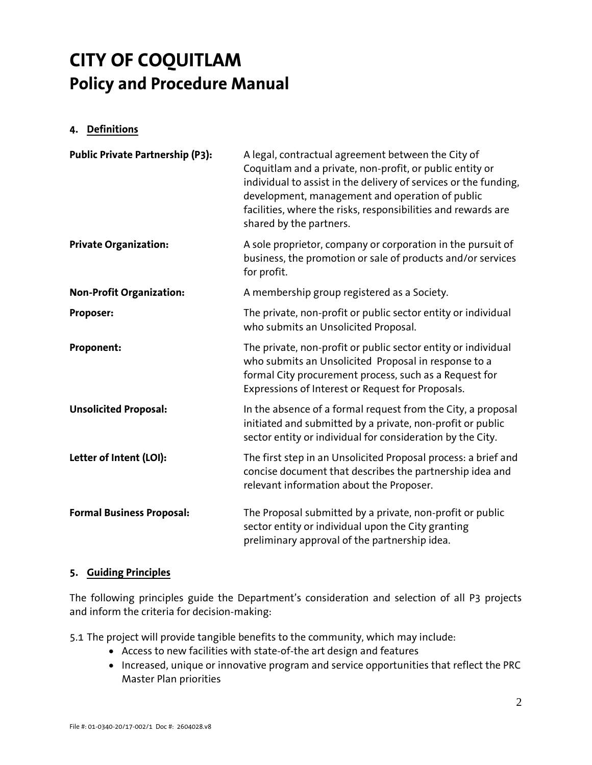# CITY OF COQUITLAM
## Policy and Procedure Manual

### 4. Definitions

| | |
|---|---|
| **Public Private Partnership (P3):** | A legal, contractual agreement between the City of Coquitlam and a private, non-profit, or public entity or individual to assist in the delivery of services or the funding, development, management and operation of public facilities, where the risks, responsibilities and rewards are shared by the partners. |
| **Private Organization:** | A sole proprietor, company or corporation in the pursuit of business, the promotion or sale of products and/or services for profit. |
| **Non-Profit Organization:** | A membership group registered as a Society. |
| **Proposer:** | The private, non-profit or public sector entity or individual who submits an Unsolicited Proposal. |
| **Proponent:** | The private, non-profit or public sector entity or individual who submits an Unsolicited Proposal in response to a formal City procurement process, such as a Request for Expressions of Interest or Request for Proposals. |
| **Unsolicited Proposal:** | In the absence of a formal request from the City, a proposal initiated and submitted by a private, non-profit or public sector entity or individual for consideration by the City. |
| **Letter of Intent (LOI):** | The first step in an Unsolicited Proposal process: a brief and concise document that describes the partnership idea and relevant information about the Proposer. |
| **Formal Business Proposal:** | The Proposal submitted by a private, non-profit or public sector entity or individual upon the City granting preliminary approval of the partnership idea. |

### 5. Guiding Principles

The following principles guide the Department's consideration and selection of all P3 projects and inform the criteria for decision-making:

5.1 The project will provide tangible benefits to the community, which may include:

- Access to new facilities with state-of-the art design and features
- Increased, unique or innovative program and service opportunities that reflect the PRC Master Plan priorities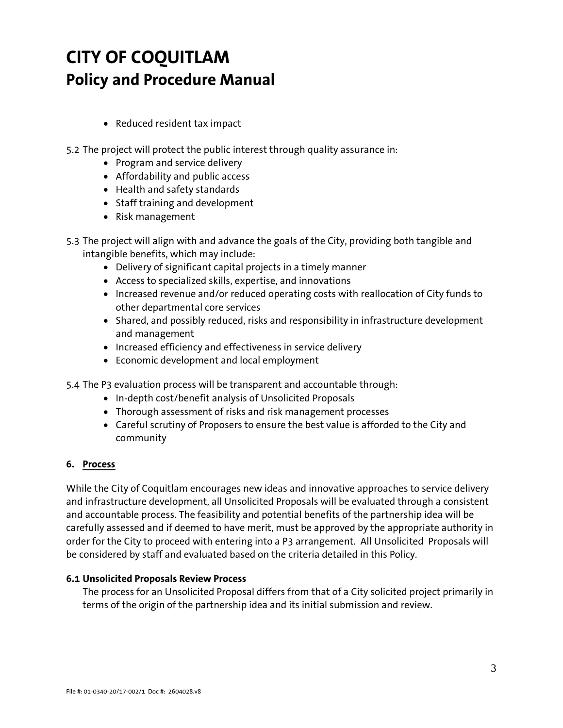- Reduced resident tax impact

5.2 The project will protect the public interest through quality assurance in:
- Program and service delivery
- Affordability and public access
- Health and safety standards
- Staff training and development
- Risk management

5.3 The project will align with and advance the goals of the City, providing both tangible and intangible benefits, which may include:
- Delivery of significant capital projects in a timely manner
- Access to specialized skills, expertise, and innovations
- Increased revenue and/or reduced operating costs with reallocation of City funds to other departmental core services
- Shared, and possibly reduced, risks and responsibility in infrastructure development and management
- Increased efficiency and effectiveness in service delivery
- Economic development and local employment

5.4 The P3 evaluation process will be transparent and accountable through:
- In-depth cost/benefit analysis of Unsolicited Proposals
- Thorough assessment of risks and risk management processes
- Careful scrutiny of Proposers to ensure the best value is afforded to the City and community

## 6. Process

While the City of Coquitlam encourages new ideas and innovative approaches to service delivery and infrastructure development, all Unsolicited Proposals will be evaluated through a consistent and accountable process. The feasibility and potential benefits of the partnership idea will be carefully assessed and if deemed to have merit, must be approved by the appropriate authority in order for the City to proceed with entering into a P3 arrangement. All Unsolicited Proposals will be considered by staff and evaluated based on the criteria detailed in this Policy.

### 6.1 Unsolicited Proposals Review Process

The process for an Unsolicited Proposal differs from that of a City solicited project primarily in terms of the origin of the partnership idea and its initial submission and review.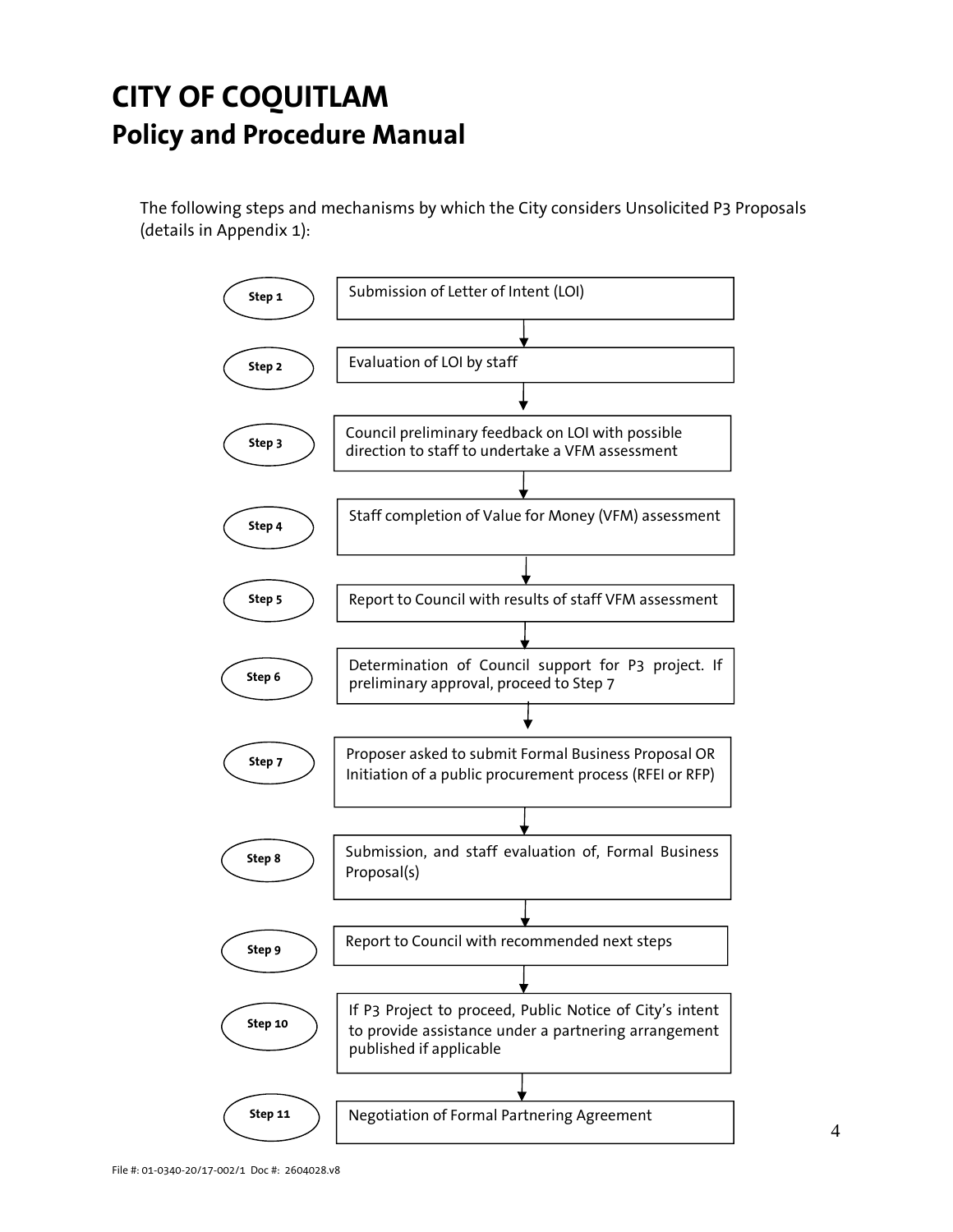# CITY OF COQUITLAM
## Policy and Procedure Manual

The following steps and mechanisms by which the City considers Unsolicited P3 Proposals (details in Appendix 1):

| Step | Description |
| --- | --- |
| Step 1 | Submission of Letter of Intent (LOI) |
| Step 2 | Evaluation of LOI by staff |
| Step 3 | Council preliminary feedback on LOI with possible direction to staff to undertake a VFM assessment |
| Step 4 | Staff completion of Value for Money (VFM) assessment |
| Step 5 | Report to Council with results of staff VFM assessment |
| Step 6 | Determination of Council support for P3 project. If preliminary approval, proceed to Step 7 |
| Step 7 | Proposer asked to submit Formal Business Proposal OR Initiation of a public procurement process (RFEI or RFP) |
| Step 8 | Submission, and staff evaluation of, Formal Business Proposal(s) |
| Step 9 | Report to Council with recommended next steps |
| Step 10 | If P3 Project to proceed, Public Notice of City's intent to provide assistance under a partnering arrangement published if applicable |
| Step 11 | Negotiation of Formal Partnering Agreement |

File #: 01-0340-20/17-002/1 Doc #: 2604028.v8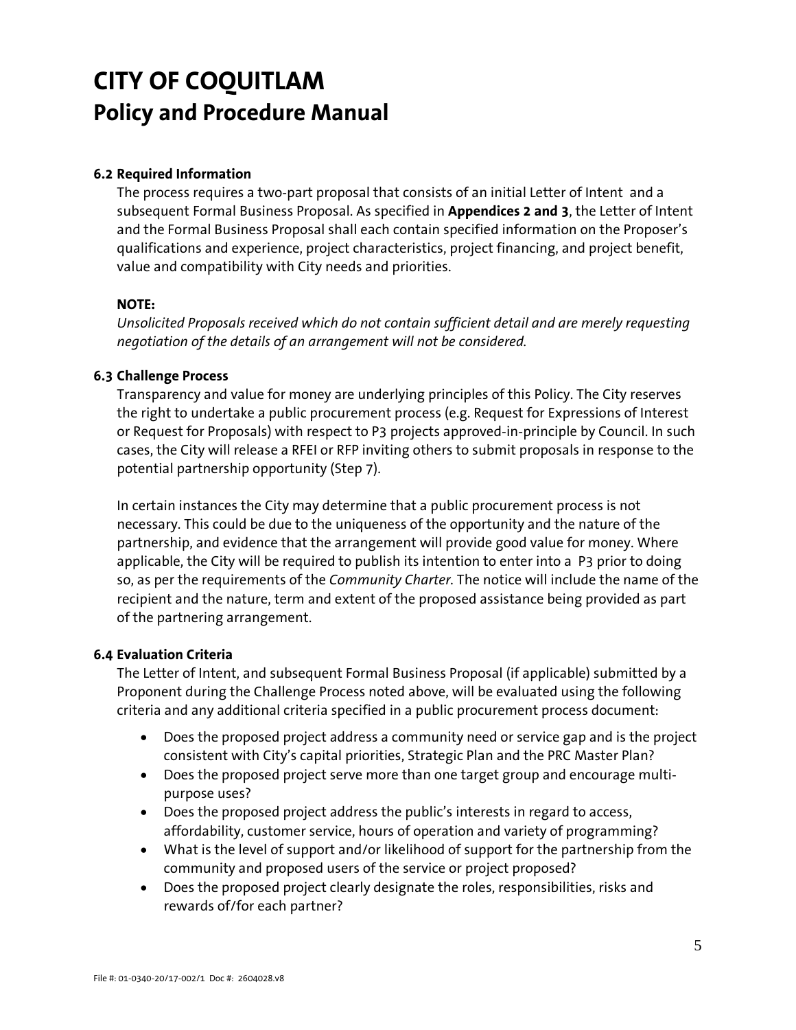# CITY OF COQUITLAM
## Policy and Procedure Manual

**6.2 Required Information**

The process requires a two-part proposal that consists of an initial Letter of Intent and a subsequent Formal Business Proposal. As specified in **Appendices 2 and 3**, the Letter of Intent and the Formal Business Proposal shall each contain specified information on the Proposer's qualifications and experience, project characteristics, project financing, and project benefit, value and compatibility with City needs and priorities.

**NOTE:**

*Unsolicited Proposals received which do not contain sufficient detail and are merely requesting negotiation of the details of an arrangement will not be considered.*

**6.3 Challenge Process**

Transparency and value for money are underlying principles of this Policy. The City reserves the right to undertake a public procurement process (e.g. Request for Expressions of Interest or Request for Proposals) with respect to P3 projects approved-in-principle by Council. In such cases, the City will release a RFEI or RFP inviting others to submit proposals in response to the potential partnership opportunity (Step 7).

In certain instances the City may determine that a public procurement process is not necessary. This could be due to the uniqueness of the opportunity and the nature of the partnership, and evidence that the arrangement will provide good value for money. Where applicable, the City will be required to publish its intention to enter into a P3 prior to doing so, as per the requirements of the *Community Charter*. The notice will include the name of the recipient and the nature, term and extent of the proposed assistance being provided as part of the partnering arrangement.

**6.4 Evaluation Criteria**

The Letter of Intent, and subsequent Formal Business Proposal (if applicable) submitted by a Proponent during the Challenge Process noted above, will be evaluated using the following criteria and any additional criteria specified in a public procurement process document:

- Does the proposed project address a community need or service gap and is the project consistent with City's capital priorities, Strategic Plan and the PRC Master Plan?
- Does the proposed project serve more than one target group and encourage multi-purpose uses?
- Does the proposed project address the public's interests in regard to access, affordability, customer service, hours of operation and variety of programming?
- What is the level of support and/or likelihood of support for the partnership from the community and proposed users of the service or project proposed?
- Does the proposed project clearly designate the roles, responsibilities, risks and rewards of/for each partner?

File #: 01-0340-20/17-002/1 Doc #: 2604028.v8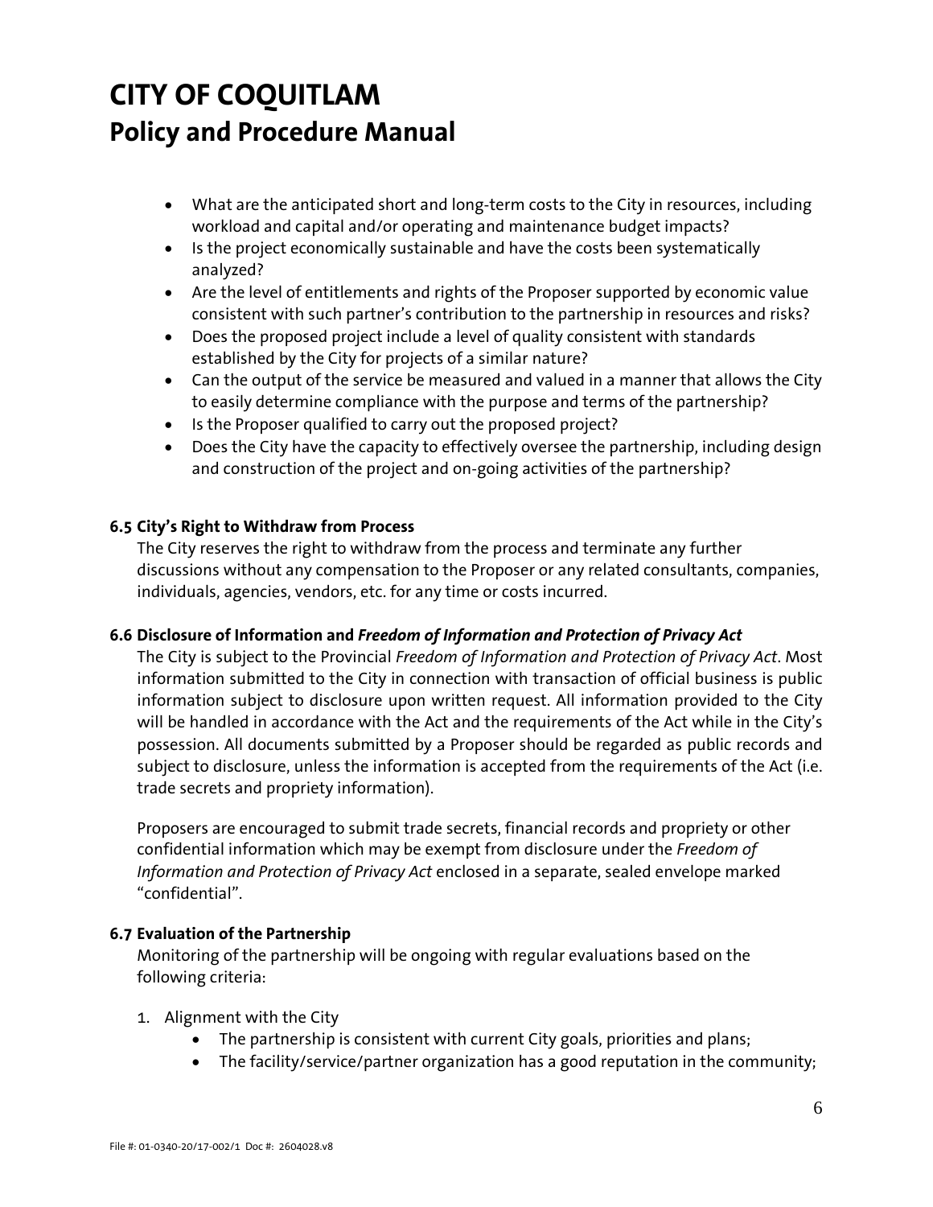- What are the anticipated short and long-term costs to the City in resources, including workload and capital and/or operating and maintenance budget impacts?
- Is the project economically sustainable and have the costs been systematically analyzed?
- Are the level of entitlements and rights of the Proposer supported by economic value consistent with such partner's contribution to the partnership in resources and risks?
- Does the proposed project include a level of quality consistent with standards established by the City for projects of a similar nature?
- Can the output of the service be measured and valued in a manner that allows the City to easily determine compliance with the purpose and terms of the partnership?
- Is the Proposer qualified to carry out the proposed project?
- Does the City have the capacity to effectively oversee the partnership, including design and construction of the project and on-going activities of the partnership?

#### 6.5 City's Right to Withdraw from Process

The City reserves the right to withdraw from the process and terminate any further discussions without any compensation to the Proposer or any related consultants, companies, individuals, agencies, vendors, etc. for any time or costs incurred.

#### 6.6 Disclosure of Information and *Freedom of Information and Protection of Privacy Act*

The City is subject to the Provincial *Freedom of Information and Protection of Privacy Act*. Most information submitted to the City in connection with transaction of official business is public information subject to disclosure upon written request. All information provided to the City will be handled in accordance with the Act and the requirements of the Act while in the City's possession. All documents submitted by a Proposer should be regarded as public records and subject to disclosure, unless the information is accepted from the requirements of the Act (i.e. trade secrets and propriety information).

Proposers are encouraged to submit trade secrets, financial records and propriety or other confidential information which may be exempt from disclosure under the *Freedom of Information and Protection of Privacy Act* enclosed in a separate, sealed envelope marked "confidential".

#### 6.7 Evaluation of the Partnership

Monitoring of the partnership will be ongoing with regular evaluations based on the following criteria:

1. Alignment with the City
    - The partnership is consistent with current City goals, priorities and plans;
    - The facility/service/partner organization has a good reputation in the community;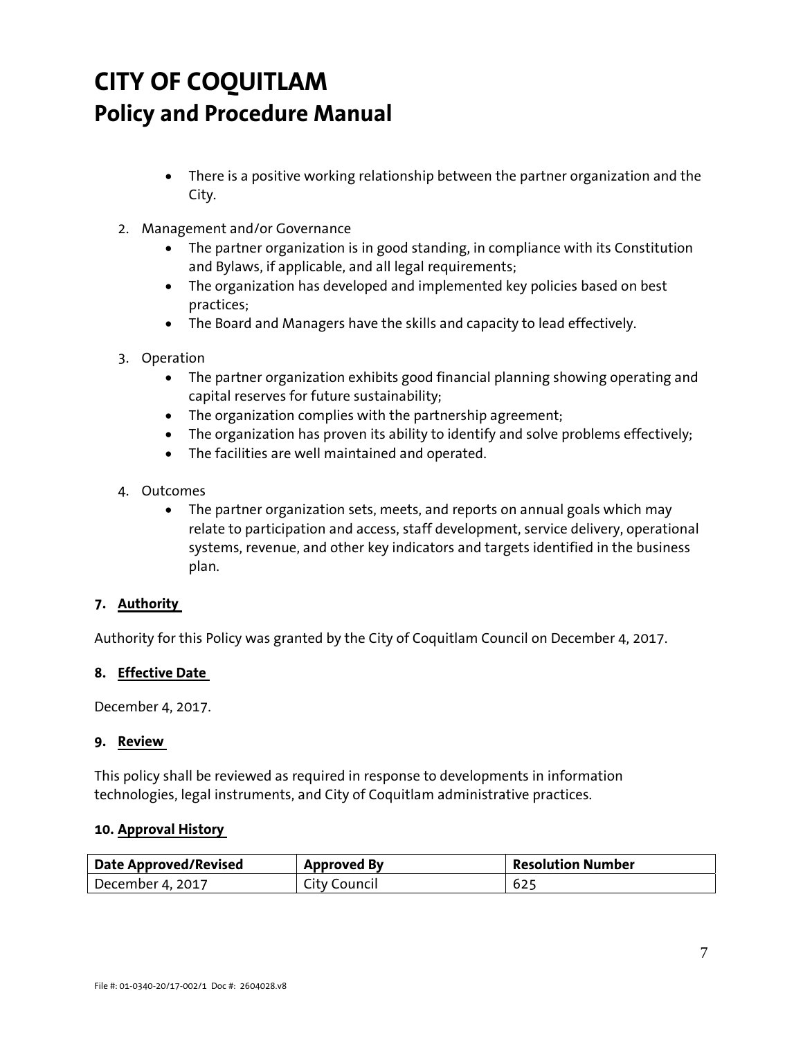# CITY OF COQUITLAM
## Policy and Procedure Manual

- There is a positive working relationship between the partner organization and the City.

2. Management and/or Governance
    - The partner organization is in good standing, in compliance with its Constitution and Bylaws, if applicable, and all legal requirements;
    - The organization has developed and implemented key policies based on best practices;
    - The Board and Managers have the skills and capacity to lead effectively.

3. Operation
    - The partner organization exhibits good financial planning showing operating and capital reserves for future sustainability;
    - The organization complies with the partnership agreement;
    - The organization has proven its ability to identify and solve problems effectively;
    - The facilities are well maintained and operated.

4. Outcomes
    - The partner organization sets, meets, and reports on annual goals which may relate to participation and access, staff development, service delivery, operational systems, revenue, and other key indicators and targets identified in the business plan.

### 7. Authority

Authority for this Policy was granted by the City of Coquitlam Council on December 4, 2017.

### 8. Effective Date

December 4, 2017.

### 9. Review

This policy shall be reviewed as required in response to developments in information technologies, legal instruments, and City of Coquitlam administrative practices.

### 10. Approval History

| Date Approved/Revised | Approved By | Resolution Number |
| --- | --- | --- |
| December 4, 2017 | City Council | 625 |

File #: 01-0340-20/17-002/1 Doc #: 2604028.v8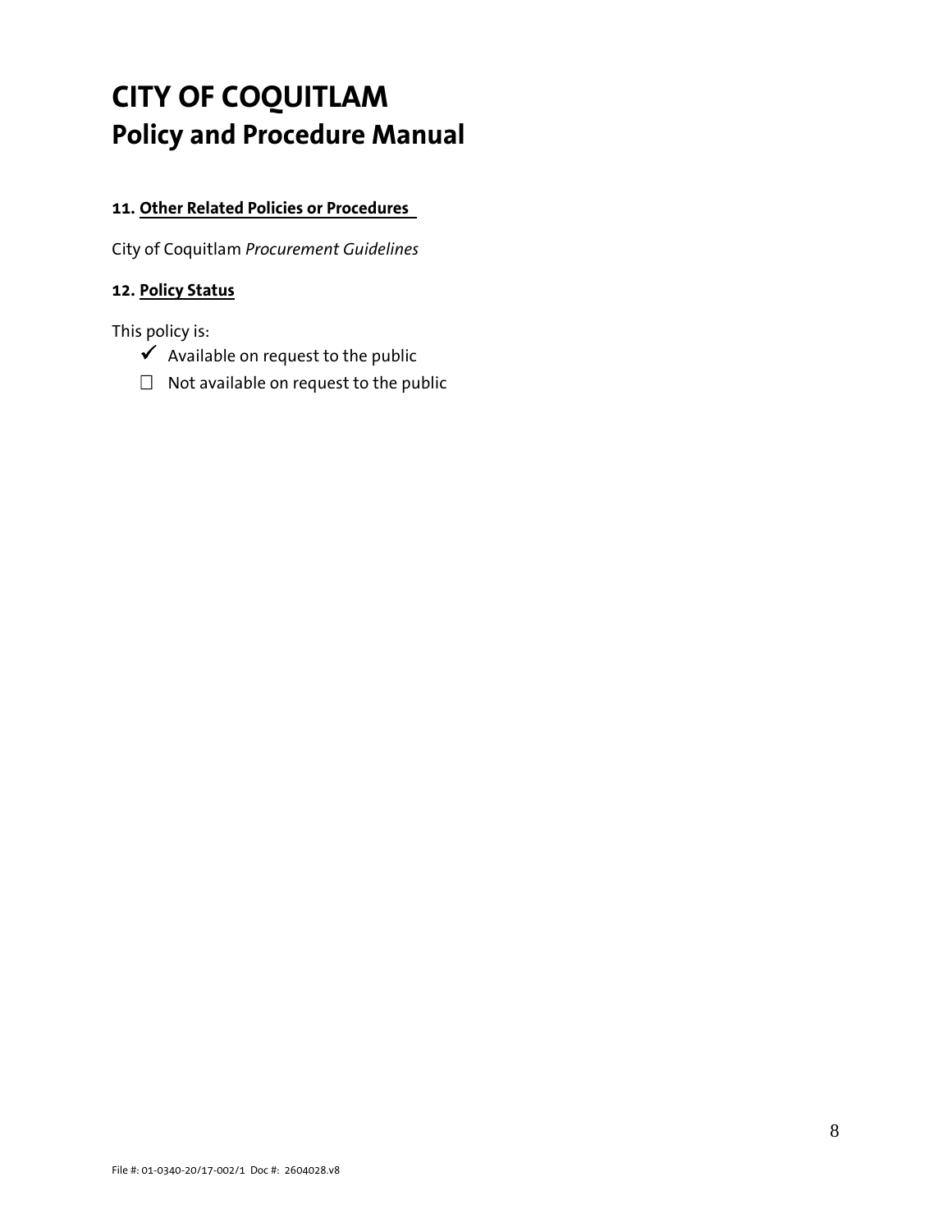# CITY OF COQUITLAM
## Policy and Procedure Manual

### 11. Other Related Policies or Procedures

City of Coquitlam *Procurement Guidelines*

### 12. Policy Status

This policy is:

- ✓ Available on request to the public
- ☐ Not available on request to the public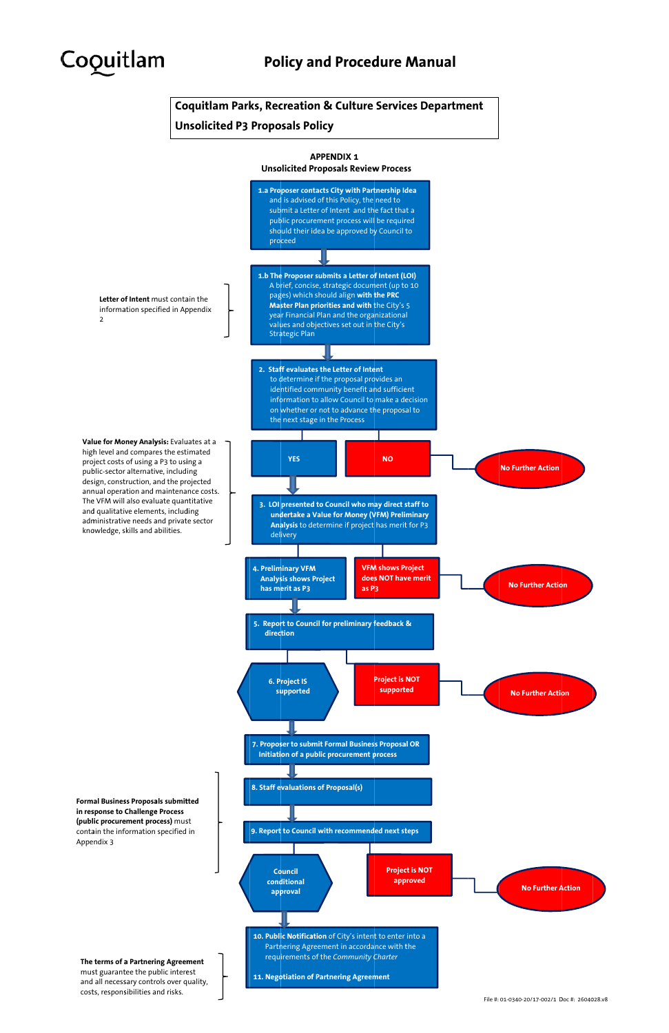Coquitlam

# Policy and Procedure Manual

**Coquitlam Parks, Recreation & Culture Services Department**
**Unsolicited P3 Proposals Policy**

## APPENDIX 1
### Unsolicited Proposals Review Process

**1.a Proposer contacts City with Partnership Idea** and is advised of this Policy, the need to submit a Letter of Intent and the fact that a public procurement process will be required should their idea be approved by Council to proceed

**1.b The Proposer submits a Letter of Intent (LOI)** A brief, concise, strategic document (up to 10 pages) which should align **with the PRC Master Plan priorities and with** the City's 5 year Financial Plan and the organizational values and objectives set out in the City's Strategic Plan

> **Letter of Intent** must contain the information specified in Appendix 2

**2. Staff evaluates the Letter of Intent** to determine if the proposal provides an identified community benefit and sufficient information to allow Council to make a decision on whether or not to advance the proposal to the next stage in the Process

- **YES** → continue to step 3
- **NO** → **No Further Action**

**3. LOI presented to Council who may direct staff to undertake a Value for Money (VFM) Preliminary Analysis** to determine if project has merit for P3 delivery

> **Value for Money Analysis:** Evaluates at a high level and compares the estimated project costs of using a P3 to using a public-sector alternative, including design, construction, and the projected annual operation and maintenance costs. The VFM will also evaluate quantitative and qualitative elements, including administrative needs and private sector knowledge, skills and abilities.

- **4. Preliminary VFM Analysis shows Project has merit as P3** → continue to step 5
- **VFM shows Project does NOT have merit as P3** → **No Further Action**

**5. Report to Council for preliminary feedback & direction**

- **6. Project IS supported** → continue to step 7
- **Project is NOT supported** → **No Further Action**

**7. Proposer to submit Formal Business Proposal OR Initiation of a public procurement process**

**8. Staff evaluations of Proposal(s)**

**9. Report to Council with recommended next steps**

> **Formal Business Proposals submitted in response to Challenge Process (public procurement process)** must contain the information specified in Appendix 3

- **Council conditional approval** → continue to step 10
- **Project is NOT approved** → **No Further Action**

**10. Public Notification** of City's intent to enter into a Partnering Agreement in accordance with the requirements of the *Community Charter*

**11. Negotiation of Partnering Agreement**

> **The terms of a Partnering Agreement** must guarantee the public interest and all necessary controls over quality, costs, responsibilities and risks.

File #: 01-0340-20/17-002/1 Doc #: 2604028.v8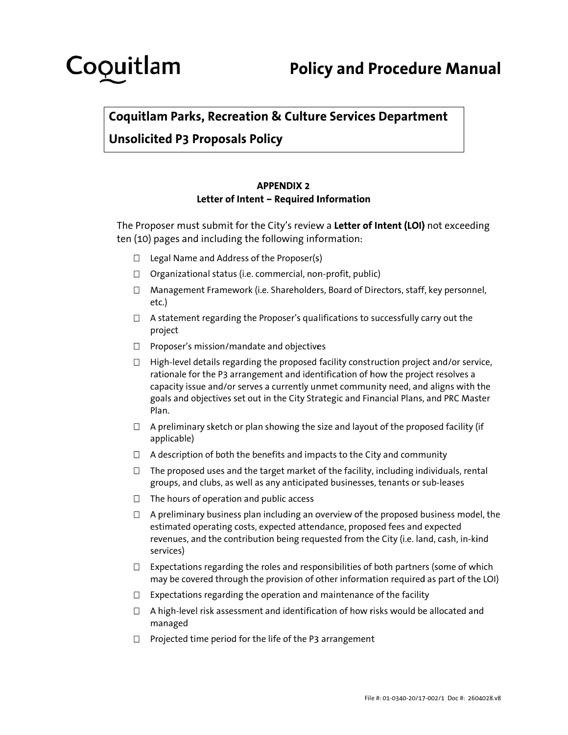Coquitlam

# Policy and Procedure Manual

## Coquitlam Parks, Recreation & Culture Services Department

## Unsolicited P3 Proposals Policy

### APPENDIX 2
### Letter of Intent – Required Information

The Proposer must submit for the City's review a **Letter of Intent (LOI)** not exceeding ten (10) pages and including the following information:

- ☐ Legal Name and Address of the Proposer(s)
- ☐ Organizational status (i.e. commercial, non-profit, public)
- ☐ Management Framework (i.e. Shareholders, Board of Directors, staff, key personnel, etc.)
- ☐ A statement regarding the Proposer's qualifications to successfully carry out the project
- ☐ Proposer's mission/mandate and objectives
- ☐ High-level details regarding the proposed facility construction project and/or service, rationale for the P3 arrangement and identification of how the project resolves a capacity issue and/or serves a currently unmet community need, and aligns with the goals and objectives set out in the City Strategic and Financial Plans, and PRC Master Plan.
- ☐ A preliminary sketch or plan showing the size and layout of the proposed facility (if applicable)
- ☐ A description of both the benefits and impacts to the City and community
- ☐ The proposed uses and the target market of the facility, including individuals, rental groups, and clubs, as well as any anticipated businesses, tenants or sub-leases
- ☐ The hours of operation and public access
- ☐ A preliminary business plan including an overview of the proposed business model, the estimated operating costs, expected attendance, proposed fees and expected revenues, and the contribution being requested from the City (i.e. land, cash, in-kind services)
- ☐ Expectations regarding the roles and responsibilities of both partners (some of which may be covered through the provision of other information required as part of the LOI)
- ☐ Expectations regarding the operation and maintenance of the facility
- ☐ A high-level risk assessment and identification of how risks would be allocated and managed
- ☐ Projected time period for the life of the P3 arrangement

File #: 01-0340-20/17-002/1 Doc #: 2604028.v8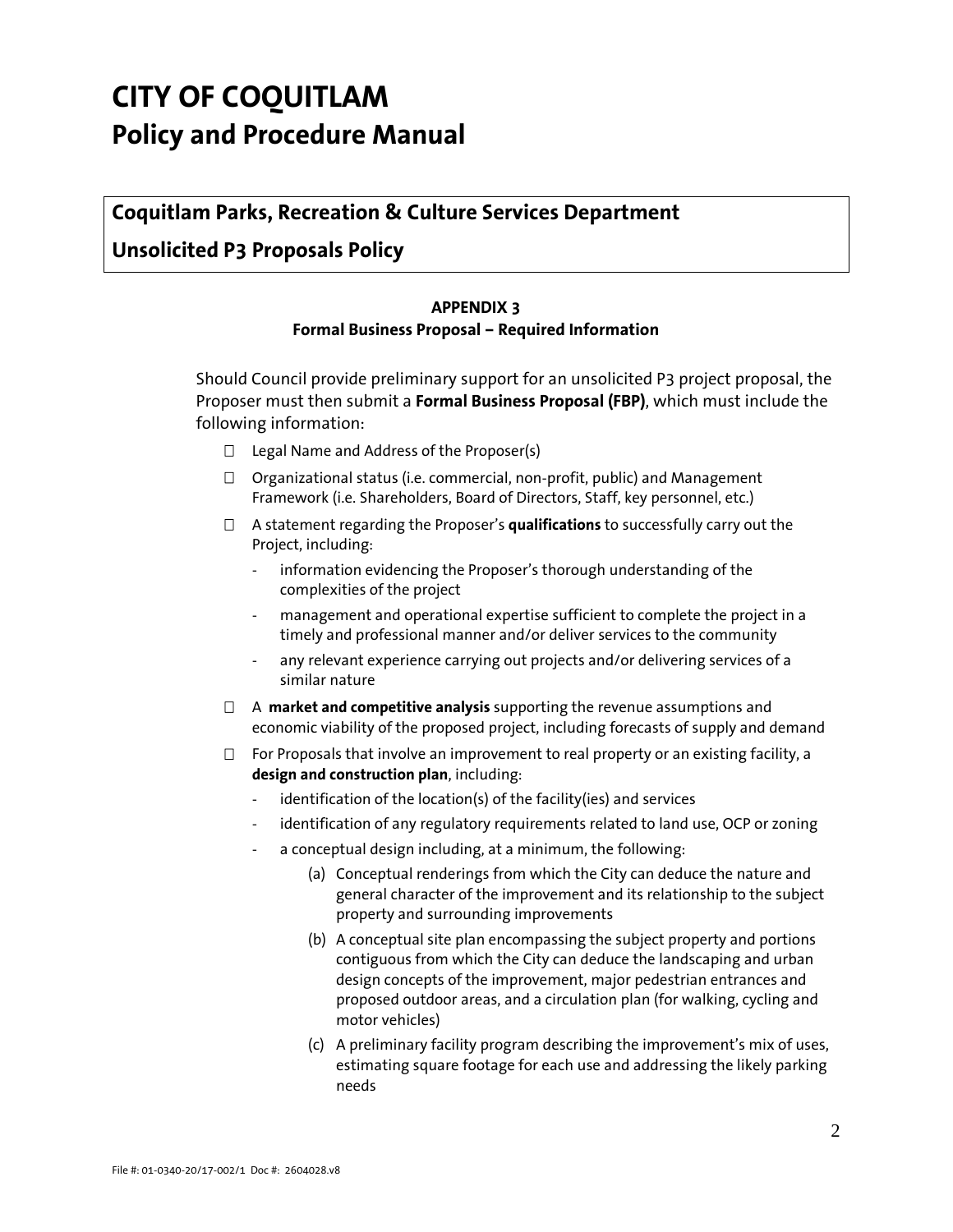# CITY OF COQUITLAM
## Policy and Procedure Manual

**Coquitlam Parks, Recreation & Culture Services Department**

**Unsolicited P3 Proposals Policy**

**APPENDIX 3**
**Formal Business Proposal – Required Information**

Should Council provide preliminary support for an unsolicited P3 project proposal, the Proposer must then submit a **Formal Business Proposal (FBP)**, which must include the following information:

- Legal Name and Address of the Proposer(s)
- Organizational status (i.e. commercial, non-profit, public) and Management Framework (i.e. Shareholders, Board of Directors, Staff, key personnel, etc.)
- A statement regarding the Proposer's **qualifications** to successfully carry out the Project, including:
  - information evidencing the Proposer's thorough understanding of the complexities of the project
  - management and operational expertise sufficient to complete the project in a timely and professional manner and/or deliver services to the community
  - any relevant experience carrying out projects and/or delivering services of a similar nature
- A **market and competitive analysis** supporting the revenue assumptions and economic viability of the proposed project, including forecasts of supply and demand
- For Proposals that involve an improvement to real property or an existing facility, a **design and construction plan**, including:
  - identification of the location(s) of the facility(ies) and services
  - identification of any regulatory requirements related to land use, OCP or zoning
  - a conceptual design including, at a minimum, the following:
    - (a) Conceptual renderings from which the City can deduce the nature and general character of the improvement and its relationship to the subject property and surrounding improvements
    - (b) A conceptual site plan encompassing the subject property and portions contiguous from which the City can deduce the landscaping and urban design concepts of the improvement, major pedestrian entrances and proposed outdoor areas, and a circulation plan (for walking, cycling and motor vehicles)
    - (c) A preliminary facility program describing the improvement's mix of uses, estimating square footage for each use and addressing the likely parking needs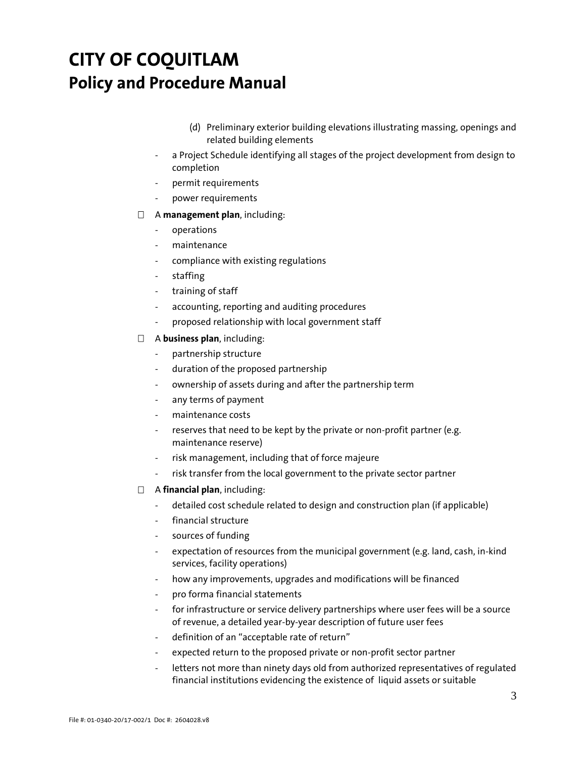# CITY OF COQUITLAM

## Policy and Procedure Manual

(d) Preliminary exterior building elevations illustrating massing, openings and related building elements

- a Project Schedule identifying all stages of the project development from design to completion
- permit requirements
- power requirements

- A **management plan**, including:
    - operations
    - maintenance
    - compliance with existing regulations
    - staffing
    - training of staff
    - accounting, reporting and auditing procedures
    - proposed relationship with local government staff
- A **business plan**, including:
    - partnership structure
    - duration of the proposed partnership
    - ownership of assets during and after the partnership term
    - any terms of payment
    - maintenance costs
    - reserves that need to be kept by the private or non-profit partner (e.g. maintenance reserve)
    - risk management, including that of force majeure
    - risk transfer from the local government to the private sector partner
- A **financial plan**, including:
    - detailed cost schedule related to design and construction plan (if applicable)
    - financial structure
    - sources of funding
    - expectation of resources from the municipal government (e.g. land, cash, in-kind services, facility operations)
    - how any improvements, upgrades and modifications will be financed
    - pro forma financial statements
    - for infrastructure or service delivery partnerships where user fees will be a source of revenue, a detailed year-by-year description of future user fees
    - definition of an "acceptable rate of return"
    - expected return to the proposed private or non-profit sector partner
    - letters not more than ninety days old from authorized representatives of regulated financial institutions evidencing the existence of liquid assets or suitable

File #: 01-0340-20/17-002/1 Doc #: 2604028.v8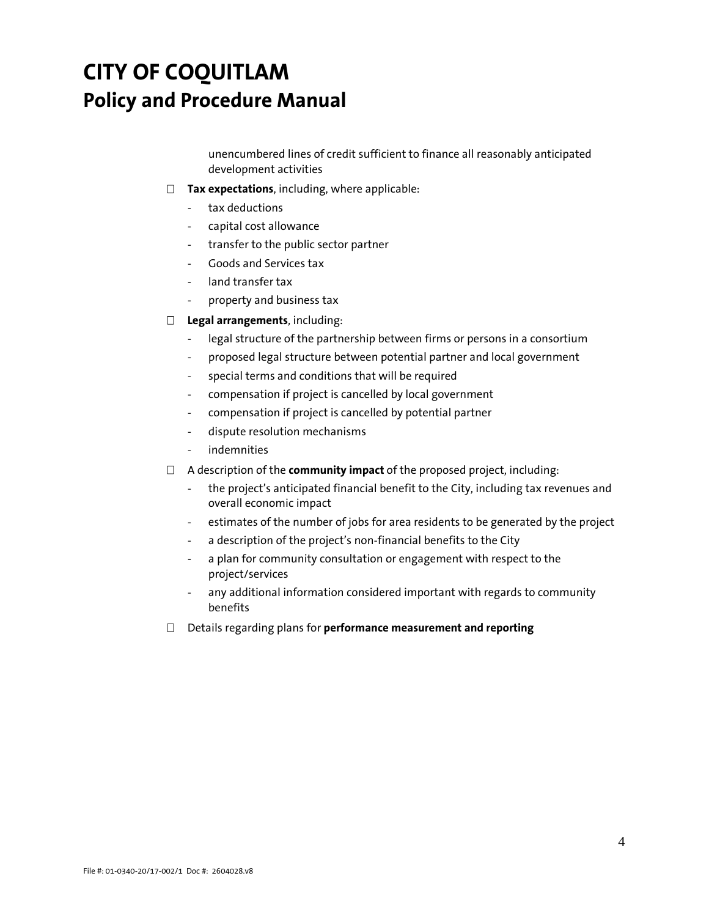unencumbered lines of credit sufficient to finance all reasonably anticipated development activities

- **Tax expectations**, including, where applicable:
  - tax deductions
  - capital cost allowance
  - transfer to the public sector partner
  - Goods and Services tax
  - land transfer tax
  - property and business tax
- **Legal arrangements**, including:
  - legal structure of the partnership between firms or persons in a consortium
  - proposed legal structure between potential partner and local government
  - special terms and conditions that will be required
  - compensation if project is cancelled by local government
  - compensation if project is cancelled by potential partner
  - dispute resolution mechanisms
  - indemnities
- A description of the **community impact** of the proposed project, including:
  - the project's anticipated financial benefit to the City, including tax revenues and overall economic impact
  - estimates of the number of jobs for area residents to be generated by the project
  - a description of the project's non-financial benefits to the City
  - a plan for community consultation or engagement with respect to the project/services
  - any additional information considered important with regards to community benefits
- Details regarding plans for **performance measurement and reporting**